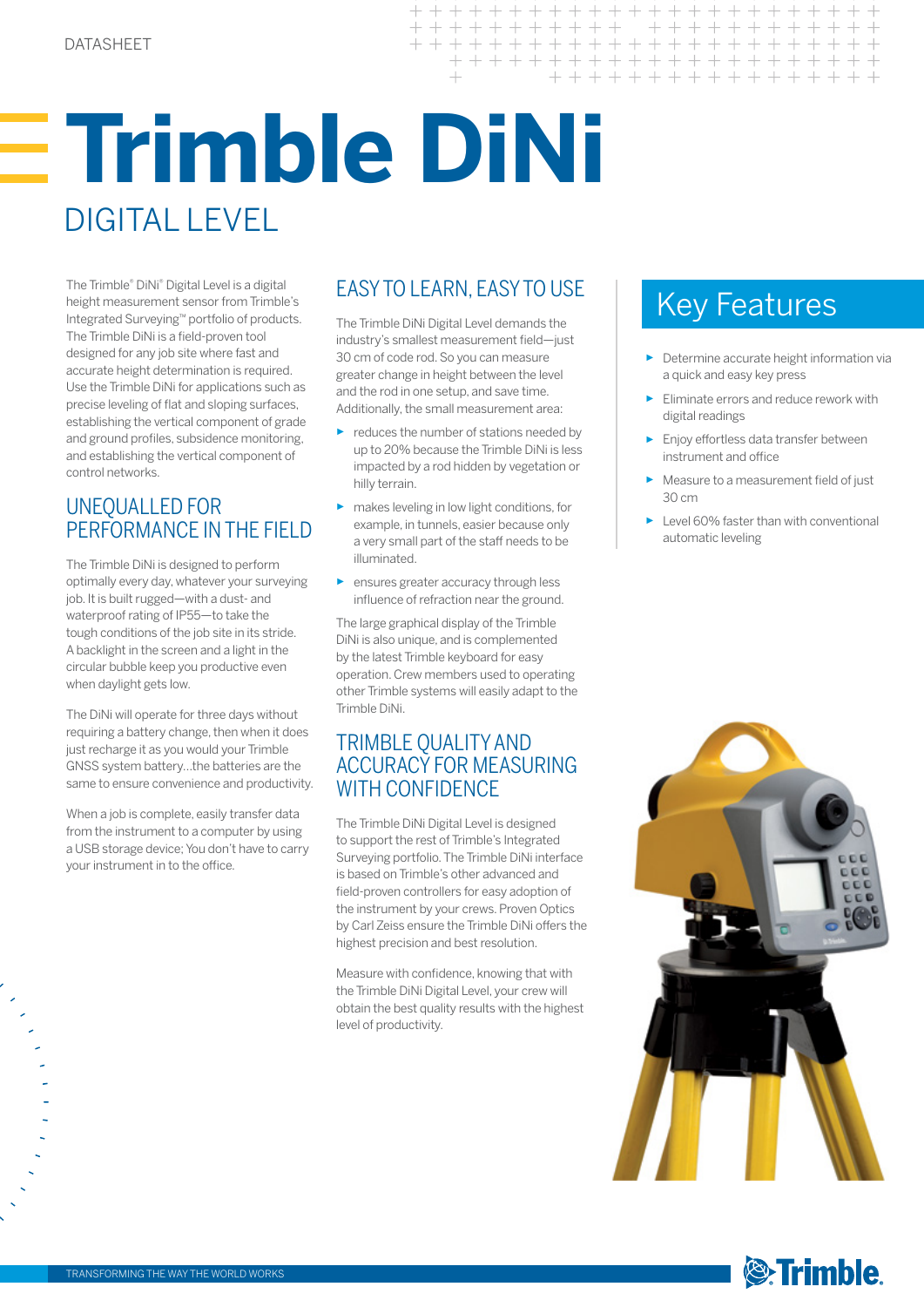DATASHEET

# Trimble DiNi

## DIGITAL LEVEL

The Trimble® DiNi® Digital Level is a digital height measurement sensor from Trimble's Integrated Surveying™ portfolio of products. The Trimble DiNi is a field-proven tool designed for any job site where fast and accurate height determination is required. Use the Trimble DiNi for applications such as precise leveling of flat and sloping surfaces, establishing the vertical component of grade and ground profiles, subsidence monitoring, and establishing the vertical component of control networks.

## UNEQUALLED FOR PERFORMANCE IN THE FIELD

The Trimble DiNi is designed to perform optimally every day, whatever your surveying job. It is built rugged—with a dust- and waterproof rating of IP55—to take the tough conditions of the job site in its stride. A backlight in the screen and a light in the circular bubble keep you productive even when daylight gets low.

The DiNi will operate for three days without requiring a battery change, then when it does just recharge it as you would your Trimble GNSS system battery...the batteries are the same to ensure convenience and productivity.

When a job is complete, easily transfer data from the instrument to a computer by using a USB storage device; You don't have to carry your instrument in to the office.

## EASY TO LEARN, EASY TO USE

The Trimble DiNi Digital Level demands the industry's smallest measurement field—just 30 cm of code rod. So you can measure greater change in height between the level and the rod in one setup, and save time. Additionally, the small measurement area:

- reduces the number of stations needed by up to 20% because the Trimble DiNi is less impacted by a rod hidden by vegetation or hilly terrain.
- makes leveling in low light conditions, for example, in tunnels, easier because only a very small part of the staff needs to be illuminated.
- ensures greater accuracy through less influence of refraction near the ground.

The large graphical display of the Trimble DiNi is also unique, and is complemented by the latest Trimble keyboard for easy operation. Crew members used to operating other Trimble systems will easily adapt to the Trimble DiNi.

## TRIMBLE QUALITY AND ACCURACY FOR MEASURING WITH CONFIDENCE

The Trimble DiNi Digital Level is designed to support the rest of Trimble's Integrated Surveying portfolio. The Trimble DiNi interface is based on Trimble's other advanced and field-proven controllers for easy adoption of the instrument by your crews. Proven Optics by Carl Zeiss ensure the Trimble DiNi offers the highest precision and best resolution.

Measure with confidence, knowing that with the Trimble DiNi Digital Level, your crew will obtain the best quality results with the highest level of productivity.

## Key Features

- Determine accurate height information via a quick and easy key press
- Eliminate errors and reduce rework with digital readings
- Enjoy effortless data transfer between instrument and office
- Measure to a measurement field of just 30 cm
- Level 60% faster than with conventional automatic leveling

TRANSFORMING THE WAY THE WORLD WORKS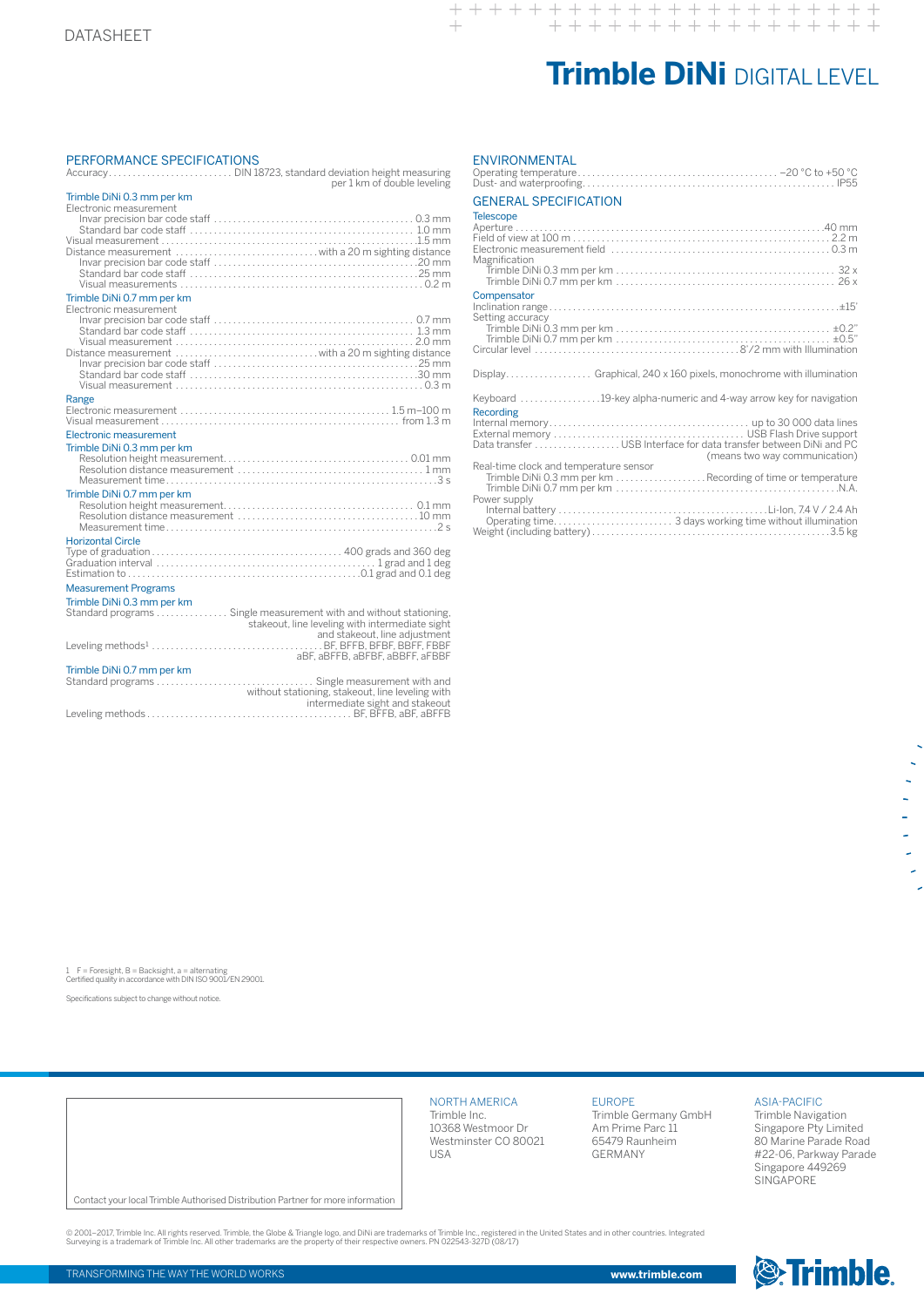DATASHEET

# Trimble DiNi DIGITAL LEVEL

## PERFORMANCE SPECIFICATIONS

Accuracy ........ DIN 18723, standard deviation height measuring per 1 km of double leveling

### Trimble DiNi 0.3 mm per km

Electronic measurement
- Invar precision bar code staff ........ 0.3 mm
- Standard bar code staff ........ 1.0 mm

Visual measurement ........ 1.5 mm

Distance measurement ........ with a 20 m sighting distance
- Invar precision bar code staff ........ 20 mm
- Standard bar code staff ........ 25 mm
- Visual measurements ........ 0.2 m

### Trimble DiNi 0.7 mm per km

Electronic measurement
- Invar precision bar code staff ........ 0.7 mm
- Standard bar code staff ........ 1.3 mm
- Visual measurement ........ 2.0 mm

Distance measurement ........ with a 20 m sighting distance
- Invar precision bar code staff ........ 25 mm
- Standard bar code staff ........ 30 mm
- Visual measurement ........ 0.3 m

### Range

Electronic measurement ........ 1.5 m–100 m
Visual measurement ........ from 1.3 m

### Electronic measurement

Trimble DiNi 0.3 mm per km
- Resolution height measurement ........ 0.01 mm
- Resolution distance measurement ........ 1 mm
- Measurement time ........ 3 s

Trimble DiNi 0.7 mm per km
- Resolution height measurement ........ 0.1 mm
- Resolution distance measurement ........ 10 mm
- Measurement time ........ 2 s

### Horizontal Circle

Type of graduation ........ 400 grads and 360 deg
Graduation interval ........ 1 grad and 1 deg
Estimation to ........ 0.1 grad and 0.1 deg

### Measurement Programs

Trimble DiNi 0.3 mm per km
Standard programs ........ Single measurement with and without stationing, stakeout, line leveling with intermediate sight and stakeout, line adjustment
Leveling methods[1] ........ BF, BFFB, BFBF, BBFF, FBBF aBF, aBFFB, aBFBF, aBBFF, aFBBF

Trimble DiNi 0.7 mm per km
Standard programs ........ Single measurement with and without stationing, stakeout, line leveling with intermediate sight and stakeout
Leveling methods ........ BF, BFFB, aBF, aBFFB

## ENVIRONMENTAL

Operating temperature ........ –20 °C to +50 °C
Dust- and waterproofing ........ IP55

## GENERAL SPECIFICATION

### Telescope

Aperture ........ 40 mm
Field of view at 100 m ........ 2.2 m
Electronic measurement field ........ 0.3 m
Magnification
- Trimble DiNi 0.3 mm per km ........ 32 x
- Trimble DiNi 0.7 mm per km ........ 26 x

### Compensator

Inclination range ........ ±15'
Setting accuracy
- Trimble DiNi 0.3 mm per km ........ ±0.2"
- Trimble DiNi 0.7 mm per km ........ ±0.5"

Circular level ........ 8'/2 mm with Illumination

Display ........ Graphical, 240 x 160 pixels, monochrome with illumination

Keyboard ........ 19-key alpha-numeric and 4-way arrow key for navigation

### Recording

Internal memory ........ up to 30 000 data lines
External memory ........ USB Flash Drive support
Data transfer ........ USB Interface for data transfer between DiNi and PC (means two way communication)

Real-time clock and temperature sensor
- Trimble DiNi 0.3 mm per km ........ Recording of time or temperature
- Trimble DiNi 0.7 mm per km ........ N.A.

Power supply
- Internal battery ........ Li-Ion, 7.4 V / 2.4 Ah
- Operating time ........ 3 days working time without illumination

Weight (including battery) ........ 3.5 kg

1 F = Foresight, B = Backsight, a = alternating
Certified quality in accordance with DIN ISO 9001/EN 29001.

Specifications subject to change without notice.

Contact your local Trimble Authorised Distribution Partner for more information

**NORTH AMERICA**
Trimble Inc.
10368 Westmoor Dr
Westminster CO 80021
USA

**EUROPE**
Trimble Germany GmbH
Am Prime Parc 11
65479 Raunheim
GERMANY

**ASIA-PACIFIC**
Trimble Navigation
Singapore Pty Limited
80 Marine Parade Road
#22-06, Parkway Parade
Singapore 449269
SINGAPORE

© 2001–2017, Trimble Inc. All rights reserved. Trimble, the Globe & Triangle logo, and DiNi are trademarks of Trimble Inc., registered in the United States and in other countries. Integrated Surveying is a trademark of Trimble Inc. All other trademarks are the property of their respective owners. PN 022543-327D (08/17)

TRANSFORMING THE WAY THE WORLD WORKS

www.trimble.com